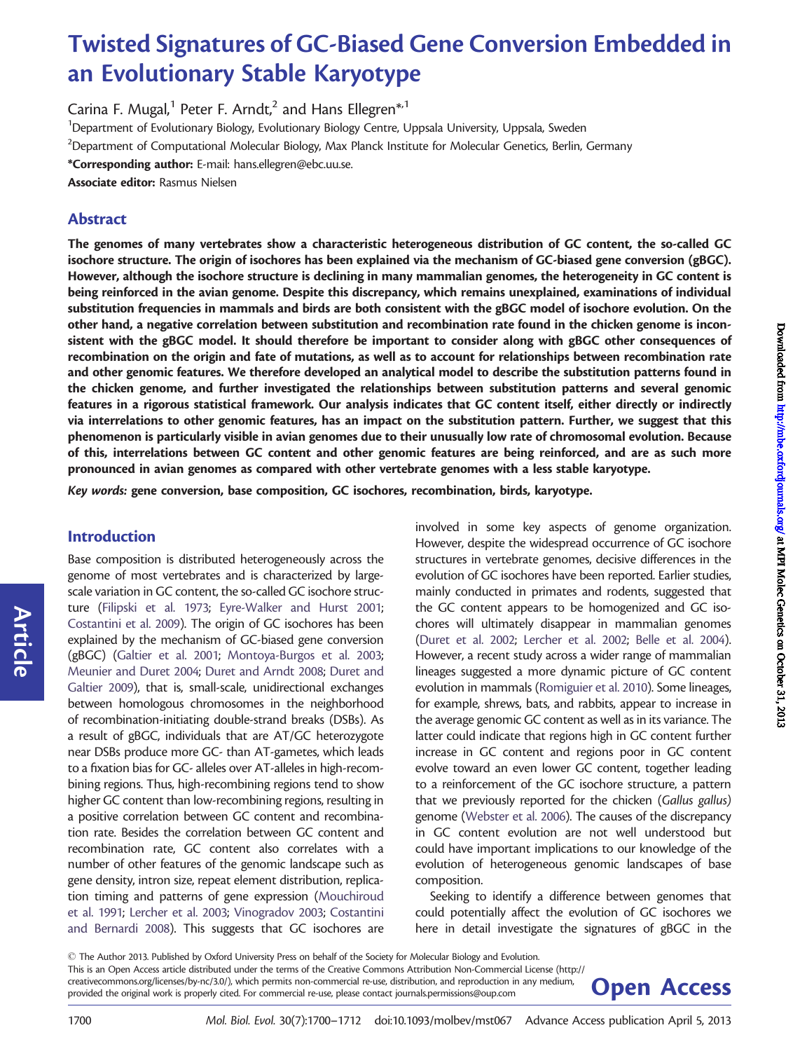# Twisted Signatures of GC-Biased Gene Conversion Embedded in an Evolutionary Stable Karyotype

Carina F. Mugal,[1] Peter F. Arndt,[2] and Hans Ellegren*,[1]

[1]Department of Evolutionary Biology, Evolutionary Biology Centre, Uppsala University, Uppsala, Sweden

[2]Department of Computational Molecular Biology, Max Planck Institute for Molecular Genetics, Berlin, Germany

***Corresponding author:** E-mail: hans.ellegren@ebc.uu.se.

**Associate editor:** Rasmus Nielsen

## Abstract

**The genomes of many vertebrates show a characteristic heterogeneous distribution of GC content, the so-called GC isochore structure. The origin of isochores has been explained via the mechanism of GC-biased gene conversion (gBGC). However, although the isochore structure is declining in many mammalian genomes, the heterogeneity in GC content is being reinforced in the avian genome. Despite this discrepancy, which remains unexplained, examinations of individual substitution frequencies in mammals and birds are both consistent with the gBGC model of isochore evolution. On the other hand, a negative correlation between substitution and recombination rate found in the chicken genome is inconsistent with the gBGC model. It should therefore be important to consider along with gBGC other consequences of recombination on the origin and fate of mutations, as well as to account for relationships between recombination rate and other genomic features. We therefore developed an analytical model to describe the substitution patterns found in the chicken genome, and further investigated the relationships between substitution patterns and several genomic features in a rigorous statistical framework. Our analysis indicates that GC content itself, either directly or indirectly via interrelations to other genomic features, has an impact on the substitution pattern. Further, we suggest that this phenomenon is particularly visible in avian genomes due to their unusually low rate of chromosomal evolution. Because of this, interrelations between GC content and other genomic features are being reinforced, and are as such more pronounced in avian genomes as compared with other vertebrate genomes with a less stable karyotype.**

*Key words:* **gene conversion, base composition, GC isochores, recombination, birds, karyotype.**

## Introduction

Base composition is distributed heterogeneously across the genome of most vertebrates and is characterized by large-scale variation in GC content, the so-called GC isochore structure (Filipski et al. 1973; Eyre-Walker and Hurst 2001; Costantini et al. 2009). The origin of GC isochores has been explained by the mechanism of GC-biased gene conversion (gBGC) (Galtier et al. 2001; Montoya-Burgos et al. 2003; Meunier and Duret 2004; Duret and Arndt 2008; Duret and Galtier 2009), that is, small-scale, unidirectional exchanges between homologous chromosomes in the neighborhood of recombination-initiating double-strand breaks (DSBs). As a result of gBGC, individuals that are AT/GC heterozygote near DSBs produce more GC- than AT-gametes, which leads to a fixation bias for GC- alleles over AT-alleles in high-recombining regions. Thus, high-recombining regions tend to show higher GC content than low-recombining regions, resulting in a positive correlation between GC content and recombination rate. Besides the correlation between GC content and recombination rate, GC content also correlates with a number of other features of the genomic landscape such as gene density, intron size, repeat element distribution, replication timing and patterns of gene expression (Mouchiroud et al. 1991; Lercher et al. 2003; Vinogradov 2003; Costantini and Bernardi 2008). This suggests that GC isochores are involved in some key aspects of genome organization. However, despite the widespread occurrence of GC isochore structures in vertebrate genomes, decisive differences in the evolution of GC isochores have been reported. Earlier studies, mainly conducted in primates and rodents, suggested that the GC content appears to be homogenized and GC isochores will ultimately disappear in mammalian genomes (Duret et al. 2002; Lercher et al. 2002; Belle et al. 2004). However, a recent study across a wider range of mammalian lineages suggested a more dynamic picture of GC content evolution in mammals (Romiguier et al. 2010). Some lineages, for example, shrews, bats, and rabbits, appear to increase in the average genomic GC content as well as in its variance. The latter could indicate that regions high in GC content further increase in GC content and regions poor in GC content evolve toward an even lower GC content, together leading to a reinforcement of the GC isochore structure, a pattern that we previously reported for the chicken (*Gallus gallus*) genome (Webster et al. 2006). The causes of the discrepancy in GC content evolution are not well understood but could have important implications to our knowledge of the evolution of heterogeneous genomic landscapes of base composition.

Seeking to identify a difference between genomes that could potentially affect the evolution of GC isochores we here in detail investigate the signatures of gBGC in the

© The Author 2013. Published by Oxford University Press on behalf of the Society for Molecular Biology and Evolution.
This is an Open Access article distributed under the terms of the Creative Commons Attribution Non-Commercial License (http://creativecommons.org/licenses/by-nc/3.0/), which permits non-commercial re-use, distribution, and reproduction in any medium, provided the original work is properly cited. For commercial re-use, please contact journals.permissions@oup.com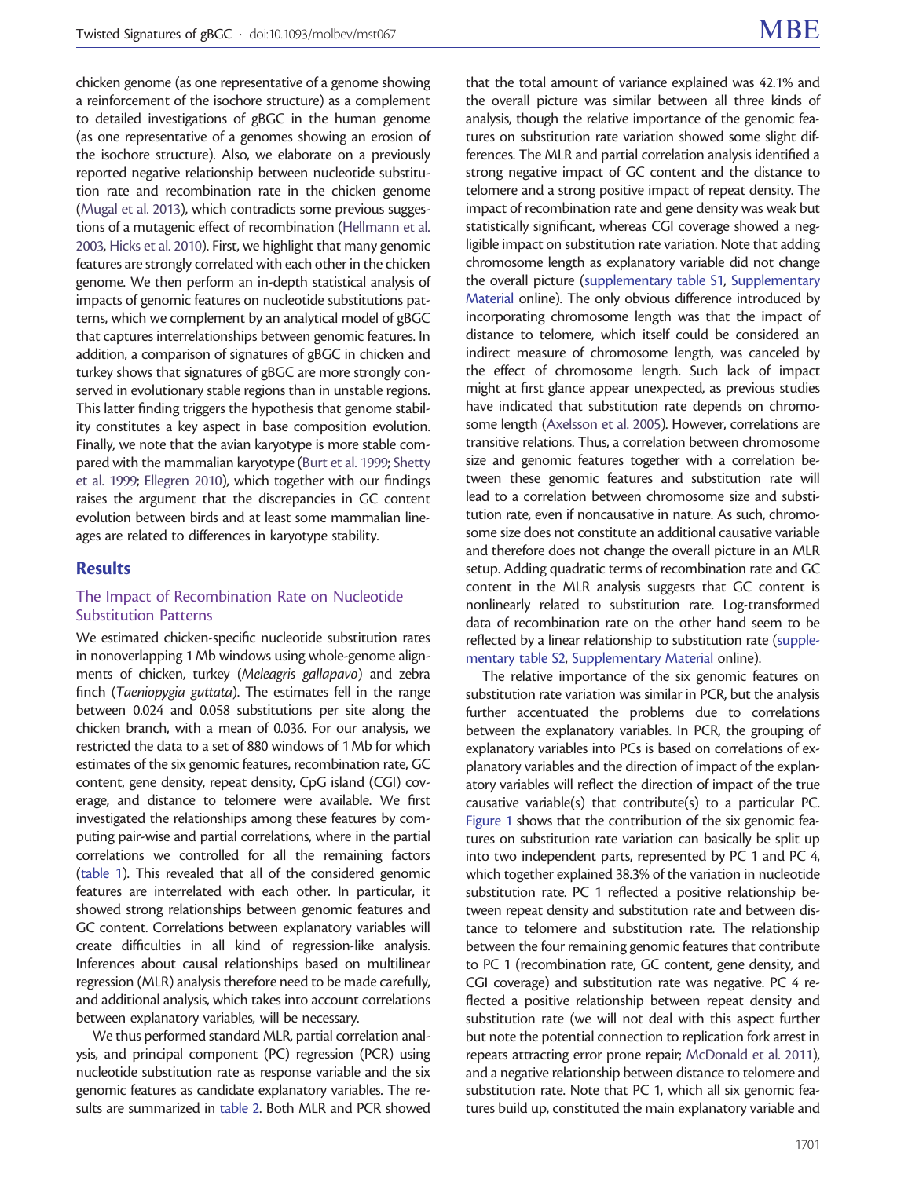chicken genome (as one representative of a genome showing a reinforcement of the isochore structure) as a complement to detailed investigations of gBGC in the human genome (as one representative of a genomes showing an erosion of the isochore structure). Also, we elaborate on a previously reported negative relationship between nucleotide substitution rate and recombination rate in the chicken genome (Mugal et al. 2013), which contradicts some previous suggestions of a mutagenic effect of recombination (Hellmann et al. 2003, Hicks et al. 2010). First, we highlight that many genomic features are strongly correlated with each other in the chicken genome. We then perform an in-depth statistical analysis of impacts of genomic features on nucleotide substitutions patterns, which we complement by an analytical model of gBGC that captures interrelationships between genomic features. In addition, a comparison of signatures of gBGC in chicken and turkey shows that signatures of gBGC are more strongly conserved in evolutionary stable regions than in unstable regions. This latter finding triggers the hypothesis that genome stability constitutes a key aspect in base composition evolution. Finally, we note that the avian karyotype is more stable compared with the mammalian karyotype (Burt et al. 1999; Shetty et al. 1999; Ellegren 2010), which together with our findings raises the argument that the discrepancies in GC content evolution between birds and at least some mammalian lineages are related to differences in karyotype stability.

## Results

### The Impact of Recombination Rate on Nucleotide Substitution Patterns

We estimated chicken-specific nucleotide substitution rates in nonoverlapping 1 Mb windows using whole-genome alignments of chicken, turkey (*Meleagris gallapavo*) and zebra finch (*Taeniopygia guttata*). The estimates fell in the range between 0.024 and 0.058 substitutions per site along the chicken branch, with a mean of 0.036. For our analysis, we restricted the data to a set of 880 windows of 1 Mb for which estimates of the six genomic features, recombination rate, GC content, gene density, repeat density, CpG island (CGI) coverage, and distance to telomere were available. We first investigated the relationships among these features by computing pair-wise and partial correlations, where in the partial correlations we controlled for all the remaining factors (table 1). This revealed that all of the considered genomic features are interrelated with each other. In particular, it showed strong relationships between genomic features and GC content. Correlations between explanatory variables will create difficulties in all kind of regression-like analysis. Inferences about causal relationships based on multilinear regression (MLR) analysis therefore need to be made carefully, and additional analysis, which takes into account correlations between explanatory variables, will be necessary.

We thus performed standard MLR, partial correlation analysis, and principal component (PC) regression (PCR) using nucleotide substitution rate as response variable and the six genomic features as candidate explanatory variables. The results are summarized in table 2. Both MLR and PCR showed that the total amount of variance explained was 42.1% and the overall picture was similar between all three kinds of analysis, though the relative importance of the genomic features on substitution rate variation showed some slight differences. The MLR and partial correlation analysis identified a strong negative impact of GC content and the distance to telomere and a strong positive impact of repeat density. The impact of recombination rate and gene density was weak but statistically significant, whereas CGI coverage showed a negligible impact on substitution rate variation. Note that adding chromosome length as explanatory variable did not change the overall picture (supplementary table S1, Supplementary Material online). The only obvious difference introduced by incorporating chromosome length was that the impact of distance to telomere, which itself could be considered an indirect measure of chromosome length, was canceled by the effect of chromosome length. Such lack of impact might at first glance appear unexpected, as previous studies have indicated that substitution rate depends on chromosome length (Axelsson et al. 2005). However, correlations are transitive relations. Thus, a correlation between chromosome size and genomic features together with a correlation between these genomic features and substitution rate will lead to a correlation between chromosome size and substitution rate, even if noncausative in nature. As such, chromosome size does not constitute an additional causative variable and therefore does not change the overall picture in an MLR setup. Adding quadratic terms of recombination rate and GC content in the MLR analysis suggests that GC content is nonlinearly related to substitution rate. Log-transformed data of recombination rate on the other hand seem to be reflected by a linear relationship to substitution rate (supplementary table S2, Supplementary Material online).

The relative importance of the six genomic features on substitution rate variation was similar in PCR, but the analysis further accentuated the problems due to correlations between the explanatory variables. In PCR, the grouping of explanatory variables into PCs is based on correlations of explanatory variables and the direction of impact of the explanatory variables will reflect the direction of impact of the true causative variable(s) that contribute(s) to a particular PC. Figure 1 shows that the contribution of the six genomic features on substitution rate variation can basically be split up into two independent parts, represented by PC 1 and PC 4, which together explained 38.3% of the variation in nucleotide substitution rate. PC 1 reflected a positive relationship between repeat density and substitution rate and between distance to telomere and substitution rate. The relationship between the four remaining genomic features that contribute to PC 1 (recombination rate, GC content, gene density, and CGI coverage) and substitution rate was negative. PC 4 reflected a positive relationship between repeat density and substitution rate (we will not deal with this aspect further but note the potential connection to replication fork arrest in repeats attracting error prone repair; McDonald et al. 2011), and a negative relationship between distance to telomere and substitution rate. Note that PC 1, which all six genomic features build up, constituted the main explanatory variable and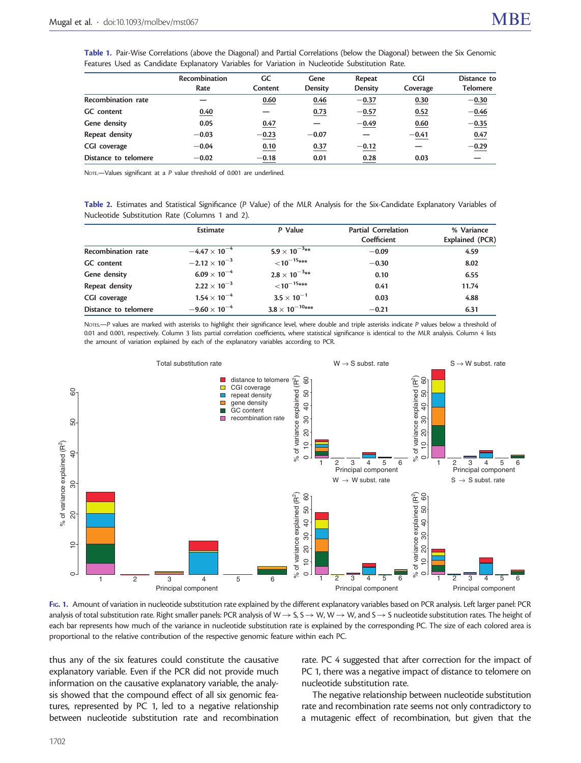**Table 1.** Pair-Wise Correlations (above the Diagonal) and Partial Correlations (below the Diagonal) between the Six Genomic Features Used as Candidate Explanatory Variables for Variation in Nucleotide Substitution Rate.

| | Recombination Rate | GC Content | Gene Density | Repeat Density | CGI Coverage | Distance to Telomere |
|---|---|---|---|---|---|---|
| **Recombination rate** | — | 0.60 | 0.46 | −0.37 | 0.30 | −0.30 |
| **GC content** | 0.40 | — | 0.73 | −0.57 | 0.52 | −0.46 |
| **Gene density** | 0.05 | 0.47 | — | −0.49 | 0.60 | −0.35 |
| **Repeat density** | −0.03 | −0.23 | −0.07 | — | −0.41 | 0.47 |
| **CGI coverage** | −0.04 | 0.10 | 0.37 | −0.12 | — | −0.29 |
| **Distance to telomere** | −0.02 | −0.18 | 0.01 | 0.28 | 0.03 | — |

NOTE.—Values significant at a *P* value threshold of 0.001 are underlined.

**Table 2.** Estimates and Statistical Significance (*P* Value) of the MLR Analysis for the Six-Candidate Explanatory Variables of Nucleotide Substitution Rate (Columns 1 and 2).

| | Estimate | *P* Value | Partial Correlation Coefficient | % Variance Explained (PCR) |
|---|---|---|---|---|
| **Recombination rate** | $-4.47 \times 10^{-4}$ | $5.9 \times 10^{-3}$** | −0.09 | 4.59 |
| **GC content** | $-2.12 \times 10^{-3}$ | $<10^{-15}$*** | −0.30 | 8.02 |
| **Gene density** | $6.09 \times 10^{-4}$ | $2.8 \times 10^{-3}$** | 0.10 | 6.55 |
| **Repeat density** | $2.22 \times 10^{-3}$ | $<10^{-15}$*** | 0.41 | 11.74 |
| **CGI coverage** | $1.54 \times 10^{-4}$ | $3.5 \times 10^{-1}$ | 0.03 | 4.88 |
| **Distance to telomere** | $-9.60 \times 10^{-4}$ | $3.8 \times 10^{-10}$*** | −0.21 | 6.31 |

NOTES.—*P* values are marked with asterisks to highlight their significance level, where double and triple asterisks indicate *P* values below a threshold of 0.01 and 0.001, respectively. Column 3 lists partial correlation coefficients, where statistical significance is identical to the MLR analysis. Column 4 lists the amount of variation explained by each of the explanatory variables according to PCR.

FIG. 1. Amount of variation in nucleotide substitution rate explained by the different explanatory variables based on PCR analysis. Left larger panel: PCR analysis of total substitution rate. Right smaller panels: PCR analysis of W → S, S → W, W → W, and S → S nucleotide substitution rates. The height of each bar represents how much of the variance in nucleotide substitution rate is explained by the corresponding PC. The size of each colored area is proportional to the relative contribution of the respective genomic feature within each PC.

thus any of the six features could constitute the causative explanatory variable. Even if the PCR did not provide much information on the causative explanatory variable, the analysis showed that the compound effect of all six genomic features, represented by PC 1, led to a negative relationship between nucleotide substitution rate and recombination rate. PC 4 suggested that after correction for the impact of PC 1, there was a negative impact of distance to telomere on nucleotide substitution rate.

The negative relationship between nucleotide substitution rate and recombination rate seems not only contradictory to a mutagenic effect of recombination, but given that the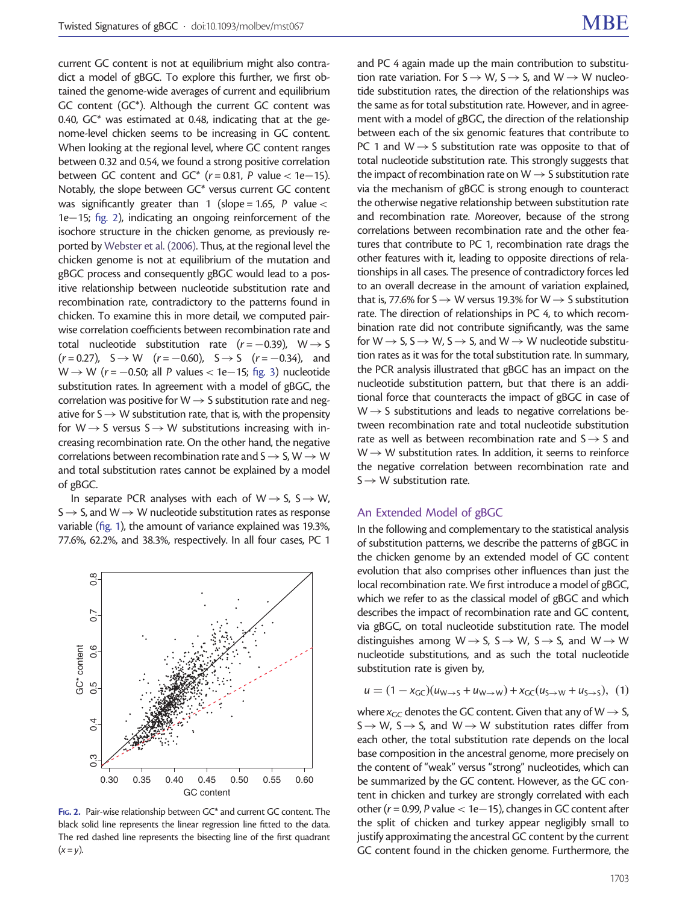current GC content is not at equilibrium might also contradict a model of gBGC. To explore this further, we first obtained the genome-wide averages of current and equilibrium GC content (GC*). Although the current GC content was 0.40, GC* was estimated at 0.48, indicating that at the genome-level chicken seems to be increasing in GC content. When looking at the regional level, where GC content ranges between 0.32 and 0.54, we found a strong positive correlation between GC content and GC* ($r = 0.81$, $P$ value < 1e−15). Notably, the slope between GC* versus current GC content was significantly greater than 1 (slope = 1.65, $P$ value < 1e−15; fig. 2), indicating an ongoing reinforcement of the isochore structure in the chicken genome, as previously reported by Webster et al. (2006). Thus, at the regional level the chicken genome is not at equilibrium of the mutation and gBGC process and consequently gBGC would lead to a positive relationship between nucleotide substitution rate and recombination rate, contradictory to the patterns found in chicken. To examine this in more detail, we computed pairwise correlation coefficients between recombination rate and total nucleotide substitution rate ($r = -0.39$), W → S ($r = 0.27$), S → W ($r = -0.60$), S → S ($r = -0.34$), and W → W ($r = -0.50$; all $P$ values < 1e−15; fig. 3) nucleotide substitution rates. In agreement with a model of gBGC, the correlation was positive for W → S substitution rate and negative for S → W substitution rate, that is, with the propensity for W → S versus S → W substitutions increasing with increasing recombination rate. On the other hand, the negative correlations between recombination rate and S → S, W → W and total substitution rates cannot be explained by a model of gBGC.

In separate PCR analyses with each of W → S, S → W, S → S, and W → W nucleotide substitution rates as response variable (fig. 1), the amount of variance explained was 19.3%, 77.6%, 62.2%, and 38.3%, respectively. In all four cases, PC 1 and PC 4 again made up the main contribution to substitution rate variation. For S → W, S → S, and W → W nucleotide substitution rates, the direction of the relationships was the same as for total substitution rate. However, and in agreement with a model of gBGC, the direction of the relationship between each of the six genomic features that contribute to PC 1 and W → S substitution rate was opposite to that of total nucleotide substitution rate. This strongly suggests that the impact of recombination rate on W → S substitution rate via the mechanism of gBGC is strong enough to counteract the otherwise negative relationship between substitution rate and recombination rate. Moreover, because of the strong correlations between recombination rate and the other features that contribute to PC 1, recombination rate drags the other features with it, leading to opposite directions of relationships in all cases. The presence of contradictory forces led to an overall decrease in the amount of variation explained, that is, 77.6% for S → W versus 19.3% for W → S substitution rate. The direction of relationships in PC 4, to which recombination rate did not contribute significantly, was the same for W → S, S → W, S → S, and W → W nucleotide substitution rates as it was for the total substitution rate. In summary, the PCR analysis illustrated that gBGC has an impact on the nucleotide substitution pattern, but that there is an additional force that counteracts the impact of gBGC in case of W → S substitutions and leads to negative correlations between recombination rate and total nucleotide substitution rate as well as between recombination rate and S → S and W → W substitution rates. In addition, it seems to reinforce the negative correlation between recombination rate and S → W substitution rate.

Fig. 2. Pair-wise relationship between GC* and current GC content. The black solid line represents the linear regression line fitted to the data. The red dashed line represents the bisecting line of the first quadrant ($x = y$).

## An Extended Model of gBGC

In the following and complementary to the statistical analysis of substitution patterns, we describe the patterns of gBGC in the chicken genome by an extended model of GC content evolution that also comprises other influences than just the local recombination rate. We first introduce a model of gBGC, which we refer to as the classical model of gBGC and which describes the impact of recombination rate and GC content, via gBGC, on total nucleotide substitution rate. The model distinguishes among W → S, S → W, S → S, and W → W nucleotide substitutions, and as such the total nucleotide substitution rate is given by,

$$u = (1 - x_{GC})(u_{W\rightarrow S} + u_{W\rightarrow W}) + x_{GC}(u_{S\rightarrow W} + u_{S\rightarrow S}), \quad (1)$$

where $x_{GC}$ denotes the GC content. Given that any of W → S, S → W, S → S, and W → W substitution rates differ from each other, the total substitution rate depends on the local base composition in the ancestral genome, more precisely on the content of "weak" versus "strong" nucleotides, which can be summarized by the GC content. However, as the GC content in chicken and turkey are strongly correlated with each other ($r = 0.99$, $P$ value < 1e−15), changes in GC content after the split of chicken and turkey appear negligibly small to justify approximating the ancestral GC content by the current GC content found in the chicken genome. Furthermore, the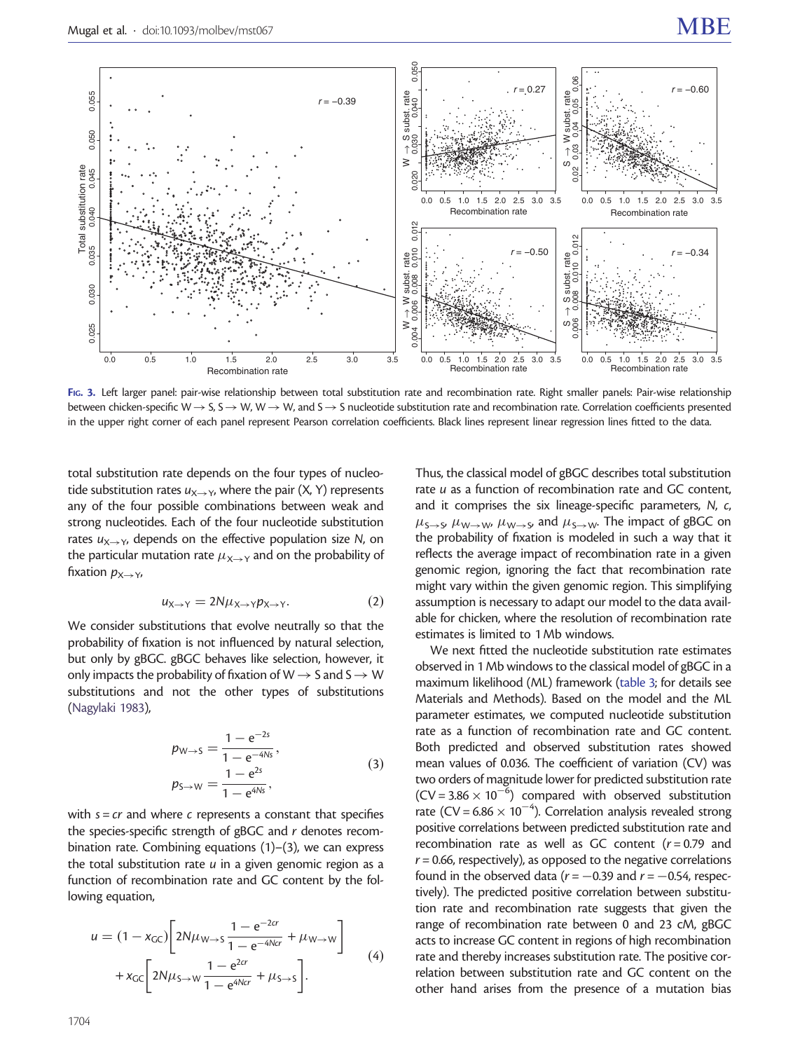FIG. 3. Left larger panel: pair-wise relationship between total substitution rate and recombination rate. Right smaller panels: Pair-wise relationship between chicken-specific W → S, S → W, W → W, and S → S nucleotide substitution rate and recombination rate. Correlation coefficients presented in the upper right corner of each panel represent Pearson correlation coefficients. Black lines represent linear regression lines fitted to the data.

total substitution rate depends on the four types of nucleotide substitution rates $u_{X \rightarrow Y}$, where the pair (X, Y) represents any of the four possible combinations between weak and strong nucleotides. Each of the four nucleotide substitution rates $u_{X \rightarrow Y}$, depends on the effective population size $N$, on the particular mutation rate $\mu_{X \rightarrow Y}$ and on the probability of fixation $p_{X \rightarrow Y}$,

$$u_{X \rightarrow Y} = 2N\mu_{X \rightarrow Y} p_{X \rightarrow Y}. \tag{2}$$

We consider substitutions that evolve neutrally so that the probability of fixation is not influenced by natural selection, but only by gBGC. gBGC behaves like selection, however, it only impacts the probability of fixation of W → S and S → W substitutions and not the other types of substitutions (Nagylaki 1983),

$$\begin{aligned} p_{W \rightarrow S} &= \frac{1 - e^{-2s}}{1 - e^{-4Ns}}, \\ p_{S \rightarrow W} &= \frac{1 - e^{2s}}{1 - e^{4Ns}}, \end{aligned} \tag{3}$$

with $s = cr$ and where $c$ represents a constant that specifies the species-specific strength of gBGC and $r$ denotes recombination rate. Combining equations (1)–(3), we can express the total substitution rate $u$ in a given genomic region as a function of recombination rate and GC content by the following equation,

$$\begin{aligned} u = {} & (1 - x_{GC})\left[2N\mu_{W \rightarrow S}\frac{1 - e^{-2cr}}{1 - e^{-4Ncr}} + \mu_{W \rightarrow W}\right] \\ & + x_{GC}\left[2N\mu_{S \rightarrow W}\frac{1 - e^{2cr}}{1 - e^{4Ncr}} + \mu_{S \rightarrow S}\right]. \end{aligned} \tag{4}$$

Thus, the classical model of gBGC describes total substitution rate $u$ as a function of recombination rate and GC content, and it comprises the six lineage-specific parameters, $N$, $c$, $\mu_{S \rightarrow S}$, $\mu_{W \rightarrow W}$, $\mu_{W \rightarrow S}$, and $\mu_{S \rightarrow W}$. The impact of gBGC on the probability of fixation is modeled in such a way that it reflects the average impact of recombination rate in a given genomic region, ignoring the fact that recombination rate might vary within the given genomic region. This simplifying assumption is necessary to adapt our model to the data available for chicken, where the resolution of recombination rate estimates is limited to 1 Mb windows.

We next fitted the nucleotide substitution rate estimates observed in 1 Mb windows to the classical model of gBGC in a maximum likelihood (ML) framework (table 3; for details see Materials and Methods). Based on the model and the ML parameter estimates, we computed nucleotide substitution rate as a function of recombination rate and GC content. Both predicted and observed substitution rates showed mean values of 0.036. The coefficient of variation (CV) was two orders of magnitude lower for predicted substitution rate (CV = $3.86 \times 10^{-6}$) compared with observed substitution rate (CV = $6.86 \times 10^{-4}$). Correlation analysis revealed strong positive correlations between predicted substitution rate and recombination rate as well as GC content ($r = 0.79$ and $r = 0.66$, respectively), as opposed to the negative correlations found in the observed data ($r = -0.39$ and $r = -0.54$, respectively). The predicted positive correlation between substitution rate and recombination rate suggests that given the range of recombination rate between 0 and 23 cM, gBGC acts to increase GC content in regions of high recombination rate and thereby increases substitution rate. The positive correlation between substitution rate and GC content on the other hand arises from the presence of a mutation bias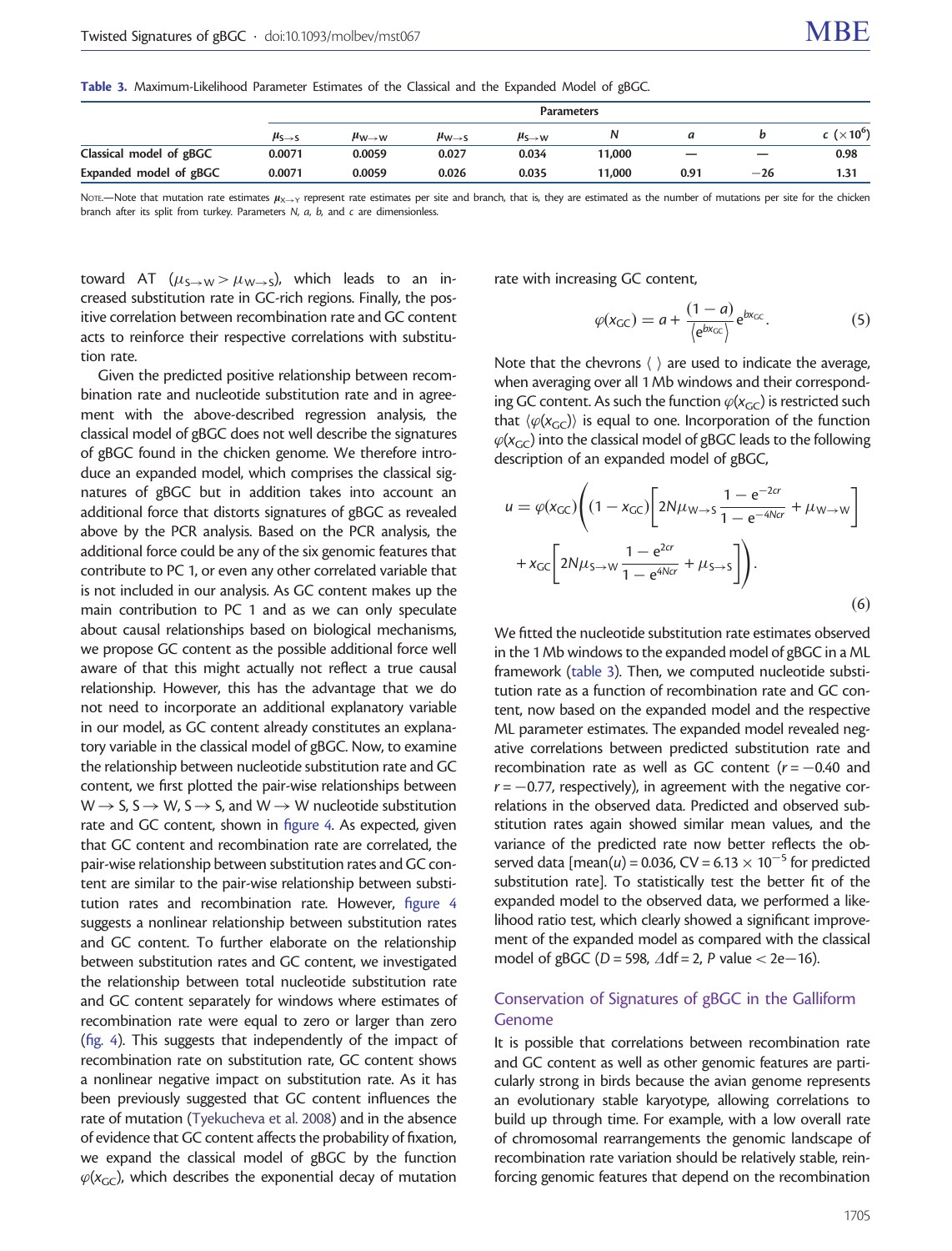**Table 3.** Maximum-Likelihood Parameter Estimates of the Classical and the Expanded Model of gBGC.

| | Parameters | | | | | | | |
|---|---|---|---|---|---|---|---|---|
| | $\mu_{S\rightarrow S}$ | $\mu_{W\rightarrow W}$ | $\mu_{W\rightarrow S}$ | $\mu_{S\rightarrow W}$ | $N$ | $a$ | $b$ | $c$ ($\times 10^6$) |
| **Classical model of gBGC** | 0.0071 | 0.0059 | 0.027 | 0.034 | 11,000 | — | — | 0.98 |
| **Expanded model of gBGC** | 0.0071 | 0.0059 | 0.026 | 0.035 | 11,000 | 0.91 | −26 | 1.31 |

Note.—Note that mutation rate estimates $\mu_{X\rightarrow Y}$ represent rate estimates per site and branch, that is, they are estimated as the number of mutations per site for the chicken branch after its split from turkey. Parameters $N$, $a$, $b$, and $c$ are dimensionless.

toward AT ($\mu_{S\rightarrow W} > \mu_{W\rightarrow S}$), which leads to an increased substitution rate in GC-rich regions. Finally, the positive correlation between recombination rate and GC content acts to reinforce their respective correlations with substitution rate.

Given the predicted positive relationship between recombination rate and nucleotide substitution rate and in agreement with the above-described regression analysis, the classical model of gBGC does not well describe the signatures of gBGC found in the chicken genome. We therefore introduce an expanded model, which comprises the classical signatures of gBGC but in addition takes into account an additional force that distorts signatures of gBGC as revealed above by the PCR analysis. Based on the PCR analysis, the additional force could be any of the six genomic features that contribute to PC 1, or even any other correlated variable that is not included in our analysis. As GC content makes up the main contribution to PC 1 and as we can only speculate about causal relationships based on biological mechanisms, we propose GC content as the possible additional force well aware of that this might actually not reflect a true causal relationship. However, this has the advantage that we do not need to incorporate an additional explanatory variable in our model, as GC content already constitutes an explanatory variable in the classical model of gBGC. Now, to examine the relationship between nucleotide substitution rate and GC content, we first plotted the pair-wise relationships between $W\rightarrow S$, $S\rightarrow W$, $S\rightarrow S$, and $W\rightarrow W$ nucleotide substitution rate and GC content, shown in figure 4. As expected, given that GC content and recombination rate are correlated, the pair-wise relationship between substitution rates and GC content are similar to the pair-wise relationship between substitution rates and recombination rate. However, figure 4 suggests a nonlinear relationship between substitution rates and GC content. To further elaborate on the relationship between substitution rates and GC content, we investigated the relationship between total nucleotide substitution rate and GC content separately for windows where estimates of recombination rate were equal to zero or larger than zero (fig. 4). This suggests that independently of the impact of recombination rate on substitution rate, GC content shows a nonlinear negative impact on substitution rate. As it has been previously suggested that GC content influences the rate of mutation (Tyekucheva et al. 2008) and in the absence of evidence that GC content affects the probability of fixation, we expand the classical model of gBGC by the function $\varphi(x_{GC})$, which describes the exponential decay of mutation rate with increasing GC content,

$$\varphi(x_{GC}) = a + \frac{(1-a)}{\langle e^{bx_{GC}} \rangle} e^{bx_{GC}}. \tag{5}$$

Note that the chevrons $\langle\ \rangle$ are used to indicate the average, when averaging over all 1 Mb windows and their corresponding GC content. As such the function $\varphi(x_{GC})$ is restricted such that $\langle \varphi(x_{GC}) \rangle$ is equal to one. Incorporation of the function $\varphi(x_{GC})$ into the classical model of gBGC leads to the following description of an expanded model of gBGC,

$$u = \varphi(x_{GC})\Bigg((1-x_{GC})\left[2N\mu_{W\rightarrow S}\frac{1-e^{-2cr}}{1-e^{-4Ncr}} + \mu_{W\rightarrow W}\right] + x_{GC}\left[2N\mu_{S\rightarrow W}\frac{1-e^{2cr}}{1-e^{4Ncr}} + \mu_{S\rightarrow S}\right]\Bigg). \tag{6}$$

We fitted the nucleotide substitution rate estimates observed in the 1 Mb windows to the expanded model of gBGC in a ML framework (table 3). Then, we computed nucleotide substitution rate as a function of recombination rate and GC content, now based on the expanded model and the respective ML parameter estimates. The expanded model revealed negative correlations between predicted substitution rate and recombination rate as well as GC content ($r = -0.40$ and $r = -0.77$, respectively), in agreement with the negative correlations in the observed data. Predicted and observed substitution rates again showed similar mean values, and the variance of the predicted rate now better reflects the observed data [mean($u$) = 0.036, CV = $6.13 \times 10^{-5}$ for predicted substitution rate]. To statistically test the better fit of the expanded model to the observed data, we performed a likelihood ratio test, which clearly showed a significant improvement of the expanded model as compared with the classical model of gBGC ($D = 598$, $\Delta$df = 2, $P$ value < 2e−16).

## Conservation of Signatures of gBGC in the Galliform Genome

It is possible that correlations between recombination rate and GC content as well as other genomic features are particularly strong in birds because the avian genome represents an evolutionary stable karyotype, allowing correlations to build up through time. For example, with a low overall rate of chromosomal rearrangements the genomic landscape of recombination rate variation should be relatively stable, reinforcing genomic features that depend on the recombination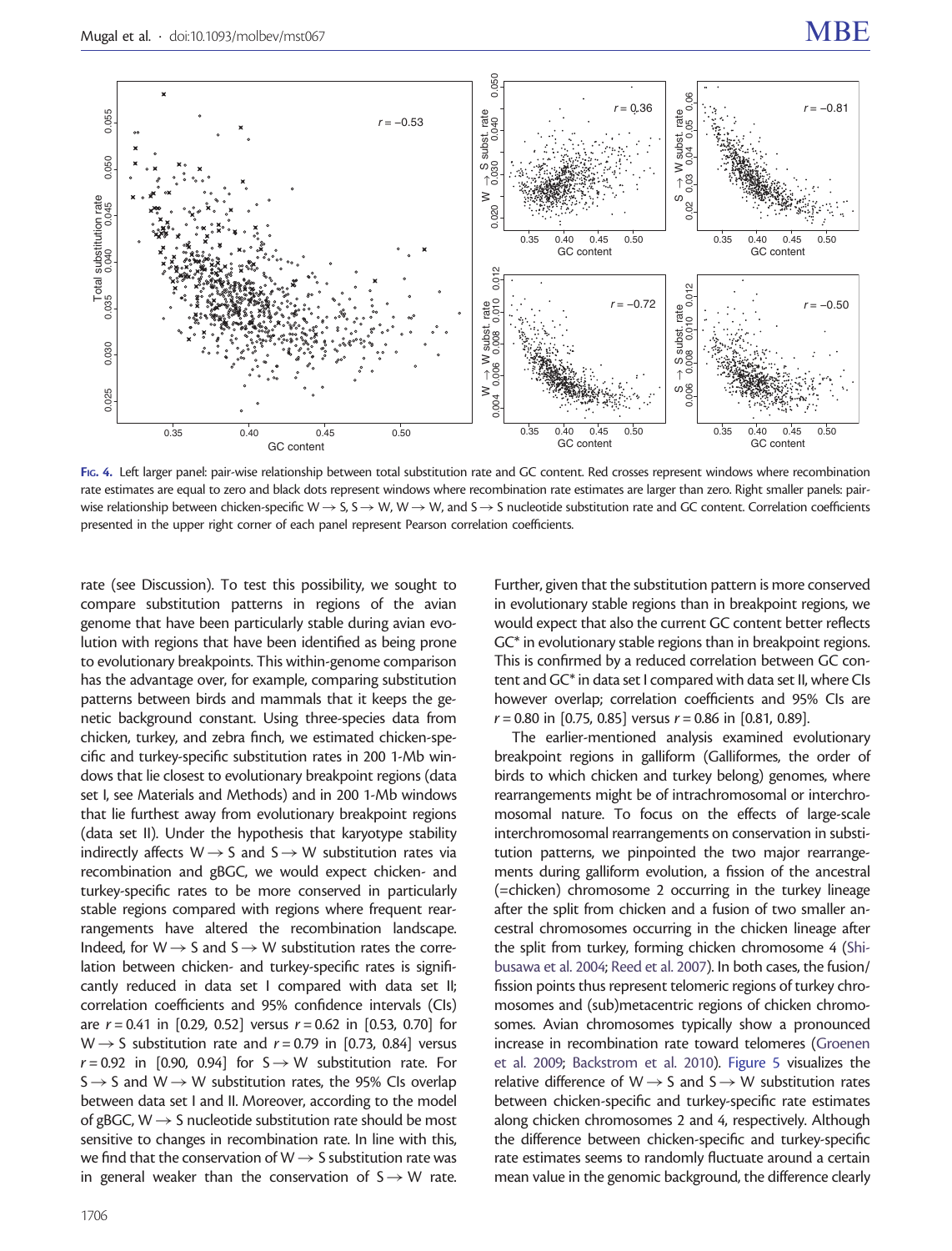FIG. 4. Left larger panel: pair-wise relationship between total substitution rate and GC content. Red crosses represent windows where recombination rate estimates are equal to zero and black dots represent windows where recombination rate estimates are larger than zero. Right smaller panels: pair-wise relationship between chicken-specific W → S, S → W, W → W, and S → S nucleotide substitution rate and GC content. Correlation coefficients presented in the upper right corner of each panel represent Pearson correlation coefficients.

rate (see Discussion). To test this possibility, we sought to compare substitution patterns in regions of the avian genome that have been particularly stable during avian evolution with regions that have been identified as being prone to evolutionary breakpoints. This within-genome comparison has the advantage over, for example, comparing substitution patterns between birds and mammals that it keeps the genetic background constant. Using three-species data from chicken, turkey, and zebra finch, we estimated chicken-specific and turkey-specific substitution rates in 200 1-Mb windows that lie closest to evolutionary breakpoint regions (data set I, see Materials and Methods) and in 200 1-Mb windows that lie furthest away from evolutionary breakpoint regions (data set II). Under the hypothesis that karyotype stability indirectly affects W → S and S → W substitution rates via recombination and gBGC, we would expect chicken- and turkey-specific rates to be more conserved in particularly stable regions compared with regions where frequent rearrangements have altered the recombination landscape. Indeed, for W → S and S → W substitution rates the correlation between chicken- and turkey-specific rates is significantly reduced in data set I compared with data set II; correlation coefficients and 95% confidence intervals (CIs) are $r = 0.41$ in [0.29, 0.52] versus $r = 0.62$ in [0.53, 0.70] for W → S substitution rate and $r = 0.79$ in [0.73, 0.84] versus $r = 0.92$ in [0.90, 0.94] for S → W substitution rate. For S → S and W → W substitution rates, the 95% CIs overlap between data set I and II. Moreover, according to the model of gBGC, W → S nucleotide substitution rate should be most sensitive to changes in recombination rate. In line with this, we find that the conservation of W → S substitution rate was in general weaker than the conservation of S → W rate.

Further, given that the substitution pattern is more conserved in evolutionary stable regions than in breakpoint regions, we would expect that also the current GC content better reflects GC* in evolutionary stable regions than in breakpoint regions. This is confirmed by a reduced correlation between GC content and GC* in data set I compared with data set II, where CIs however overlap; correlation coefficients and 95% CIs are $r = 0.80$ in [0.75, 0.85] versus $r = 0.86$ in [0.81, 0.89].

The earlier-mentioned analysis examined evolutionary breakpoint regions in galliform (Galliformes, the order of birds to which chicken and turkey belong) genomes, where rearrangements might be of intrachromosomal or interchromosomal nature. To focus on the effects of large-scale interchromosomal rearrangements on conservation in substitution patterns, we pinpointed the two major rearrangements during galliform evolution, a fission of the ancestral (=chicken) chromosome 2 occurring in the turkey lineage after the split from chicken and a fusion of two smaller ancestral chromosomes occurring in the chicken lineage after the split from turkey, forming chicken chromosome 4 (Shibusawa et al. 2004; Reed et al. 2007). In both cases, the fusion/fission points thus represent telomeric regions of turkey chromosomes and (sub)metacentric regions of chicken chromosomes. Avian chromosomes typically show a pronounced increase in recombination rate toward telomeres (Groenen et al. 2009; Backstrom et al. 2010). Figure 5 visualizes the relative difference of W → S and S → W substitution rates between chicken-specific and turkey-specific rate estimates along chicken chromosomes 2 and 4, respectively. Although the difference between chicken-specific and turkey-specific rate estimates seems to randomly fluctuate around a certain mean value in the genomic background, the difference clearly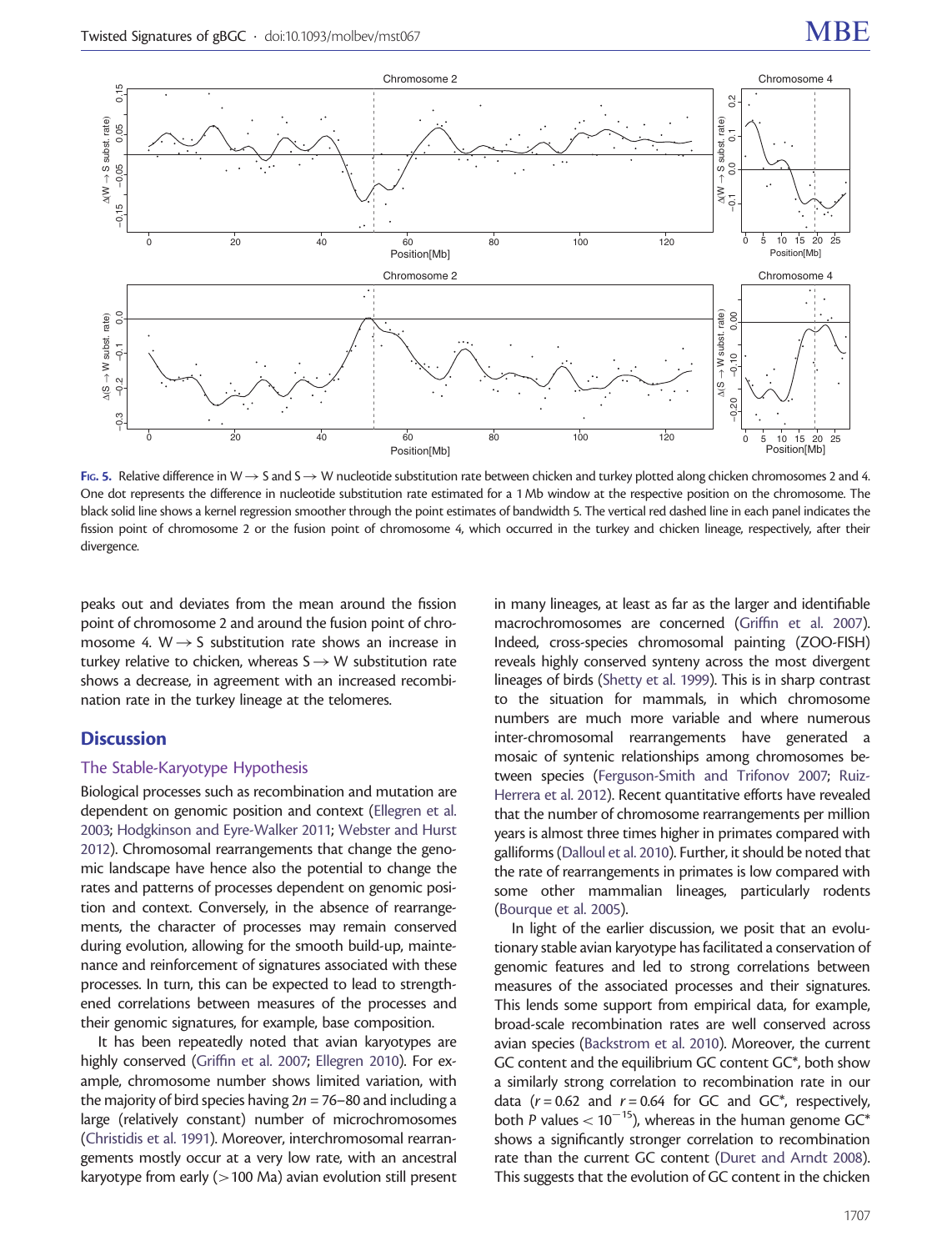FIG. 5. Relative difference in W → S and S → W nucleotide substitution rate between chicken and turkey plotted along chicken chromosomes 2 and 4. One dot represents the difference in nucleotide substitution rate estimated for a 1 Mb window at the respective position on the chromosome. The black solid line shows a kernel regression smoother through the point estimates of bandwidth 5. The vertical red dashed line in each panel indicates the fission point of chromosome 2 or the fusion point of chromosome 4, which occurred in the turkey and chicken lineage, respectively, after their divergence.

peaks out and deviates from the mean around the fission point of chromosome 2 and around the fusion point of chromosome 4. W → S substitution rate shows an increase in turkey relative to chicken, whereas S → W substitution rate shows a decrease, in agreement with an increased recombination rate in the turkey lineage at the telomeres.

## Discussion

### The Stable-Karyotype Hypothesis

Biological processes such as recombination and mutation are dependent on genomic position and context (Ellegren et al. 2003; Hodgkinson and Eyre-Walker 2011; Webster and Hurst 2012). Chromosomal rearrangements that change the genomic landscape have hence also the potential to change the rates and patterns of processes dependent on genomic position and context. Conversely, in the absence of rearrangements, the character of processes may remain conserved during evolution, allowing for the smooth build-up, maintenance and reinforcement of signatures associated with these processes. In turn, this can be expected to lead to strengthened correlations between measures of the processes and their genomic signatures, for example, base composition.

It has been repeatedly noted that avian karyotypes are highly conserved (Griffin et al. 2007; Ellegren 2010). For example, chromosome number shows limited variation, with the majority of bird species having 2n = 76–80 and including a large (relatively constant) number of microchromosomes (Christidis et al. 1991). Moreover, interchromosomal rearrangements mostly occur at a very low rate, with an ancestral karyotype from early (>100 Ma) avian evolution still present in many lineages, at least as far as the larger and identifiable macrochromosomes are concerned (Griffin et al. 2007). Indeed, cross-species chromosomal painting (ZOO-FISH) reveals highly conserved synteny across the most divergent lineages of birds (Shetty et al. 1999). This is in sharp contrast to the situation for mammals, in which chromosome numbers are much more variable and where numerous inter-chromosomal rearrangements have generated a mosaic of syntenic relationships among chromosomes between species (Ferguson-Smith and Trifonov 2007; Ruiz-Herrera et al. 2012). Recent quantitative efforts have revealed that the number of chromosome rearrangements per million years is almost three times higher in primates compared with galliforms (Dalloul et al. 2010). Further, it should be noted that the rate of rearrangements in primates is low compared with some other mammalian lineages, particularly rodents (Bourque et al. 2005).

In light of the earlier discussion, we posit that an evolutionary stable avian karyotype has facilitated a conservation of genomic features and led to strong correlations between measures of the associated processes and their signatures. This lends some support from empirical data, for example, broad-scale recombination rates are well conserved across avian species (Backstrom et al. 2010). Moreover, the current GC content and the equilibrium GC content GC*, both show a similarly strong correlation to recombination rate in our data ($r = 0.62$ and $r = 0.64$ for GC and GC*, respectively, both $P$ values $< 10^{-15}$), whereas in the human genome GC* shows a significantly stronger correlation to recombination rate than the current GC content (Duret and Arndt 2008). This suggests that the evolution of GC content in the chicken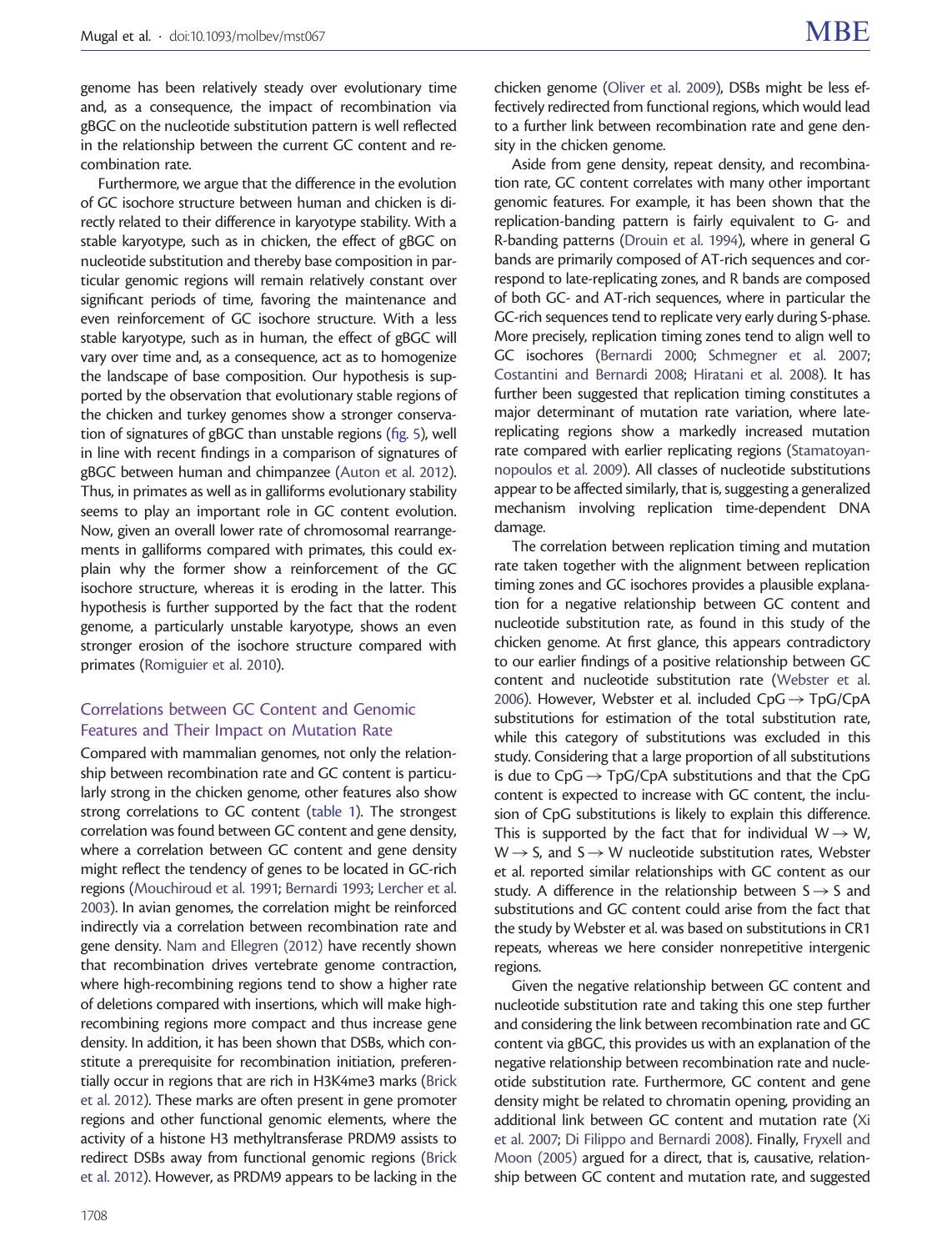genome has been relatively steady over evolutionary time and, as a consequence, the impact of recombination via gBGC on the nucleotide substitution pattern is well reflected in the relationship between the current GC content and recombination rate.

Furthermore, we argue that the difference in the evolution of GC isochore structure between human and chicken is directly related to their difference in karyotype stability. With a stable karyotype, such as in chicken, the effect of gBGC on nucleotide substitution and thereby base composition in particular genomic regions will remain relatively constant over significant periods of time, favoring the maintenance and even reinforcement of GC isochore structure. With a less stable karyotype, such as in human, the effect of gBGC will vary over time and, as a consequence, act as to homogenize the landscape of base composition. Our hypothesis is supported by the observation that evolutionary stable regions of the chicken and turkey genomes show a stronger conservation of signatures of gBGC than unstable regions (fig. 5), well in line with recent findings in a comparison of signatures of gBGC between human and chimpanzee (Auton et al. 2012). Thus, in primates as well as in galliforms evolutionary stability seems to play an important role in GC content evolution. Now, given an overall lower rate of chromosomal rearrangements in galliforms compared with primates, this could explain why the former show a reinforcement of the GC isochore structure, whereas it is eroding in the latter. This hypothesis is further supported by the fact that the rodent genome, a particularly unstable karyotype, shows an even stronger erosion of the isochore structure compared with primates (Romiguier et al. 2010).

## Correlations between GC Content and Genomic Features and Their Impact on Mutation Rate

Compared with mammalian genomes, not only the relationship between recombination rate and GC content is particularly strong in the chicken genome, other features also show strong correlations to GC content (table 1). The strongest correlation was found between GC content and gene density, where a correlation between GC content and gene density might reflect the tendency of genes to be located in GC-rich regions (Mouchiroud et al. 1991; Bernardi 1993; Lercher et al. 2003). In avian genomes, the correlation might be reinforced indirectly via a correlation between recombination rate and gene density. Nam and Ellegren (2012) have recently shown that recombination drives vertebrate genome contraction, where high-recombining regions tend to show a higher rate of deletions compared with insertions, which will make high-recombining regions more compact and thus increase gene density. In addition, it has been shown that DSBs, which constitute a prerequisite for recombination initiation, preferentially occur in regions that are rich in H3K4me3 marks (Brick et al. 2012). These marks are often present in gene promoter regions and other functional genomic elements, where the activity of a histone H3 methyltransferase PRDM9 assists to redirect DSBs away from functional genomic regions (Brick et al. 2012). However, as PRDM9 appears to be lacking in the chicken genome (Oliver et al. 2009), DSBs might be less effectively redirected from functional regions, which would lead to a further link between recombination rate and gene density in the chicken genome.

Aside from gene density, repeat density, and recombination rate, GC content correlates with many other important genomic features. For example, it has been shown that the replication-banding pattern is fairly equivalent to G- and R-banding patterns (Drouin et al. 1994), where in general G bands are primarily composed of AT-rich sequences and correspond to late-replicating zones, and R bands are composed of both GC- and AT-rich sequences, where in particular the GC-rich sequences tend to replicate very early during S-phase. More precisely, replication timing zones tend to align well to GC isochores (Bernardi 2000; Schmegner et al. 2007; Costantini and Bernardi 2008; Hiratani et al. 2008). It has further been suggested that replication timing constitutes a major determinant of mutation rate variation, where late-replicating regions show a markedly increased mutation rate compared with earlier replicating regions (Stamatoyannopoulos et al. 2009). All classes of nucleotide substitutions appear to be affected similarly, that is, suggesting a generalized mechanism involving replication time-dependent DNA damage.

The correlation between replication timing and mutation rate taken together with the alignment between replication timing zones and GC isochores provides a plausible explanation for a negative relationship between GC content and nucleotide substitution rate, as found in this study of the chicken genome. At first glance, this appears contradictory to our earlier findings of a positive relationship between GC content and nucleotide substitution rate (Webster et al. 2006). However, Webster et al. included CpG $\rightarrow$ TpG/CpA substitutions for estimation of the total substitution rate, while this category of substitutions was excluded in this study. Considering that a large proportion of all substitutions is due to CpG $\rightarrow$ TpG/CpA substitutions and that the CpG content is expected to increase with GC content, the inclusion of CpG substitutions is likely to explain this difference. This is supported by the fact that for individual W $\rightarrow$ W, W $\rightarrow$ S, and S $\rightarrow$ W nucleotide substitution rates, Webster et al. reported similar relationships with GC content as our study. A difference in the relationship between S $\rightarrow$ S and substitutions and GC content could arise from the fact that the study by Webster et al. was based on substitutions in CR1 repeats, whereas we here consider nonrepetitive intergenic regions.

Given the negative relationship between GC content and nucleotide substitution rate and taking this one step further and considering the link between recombination rate and GC content via gBGC, this provides us with an explanation of the negative relationship between recombination rate and nucleotide substitution rate. Furthermore, GC content and gene density might be related to chromatin opening, providing an additional link between GC content and mutation rate (Xi et al. 2007; Di Filippo and Bernardi 2008). Finally, Fryxell and Moon (2005) argued for a direct, that is, causative, relationship between GC content and mutation rate, and suggested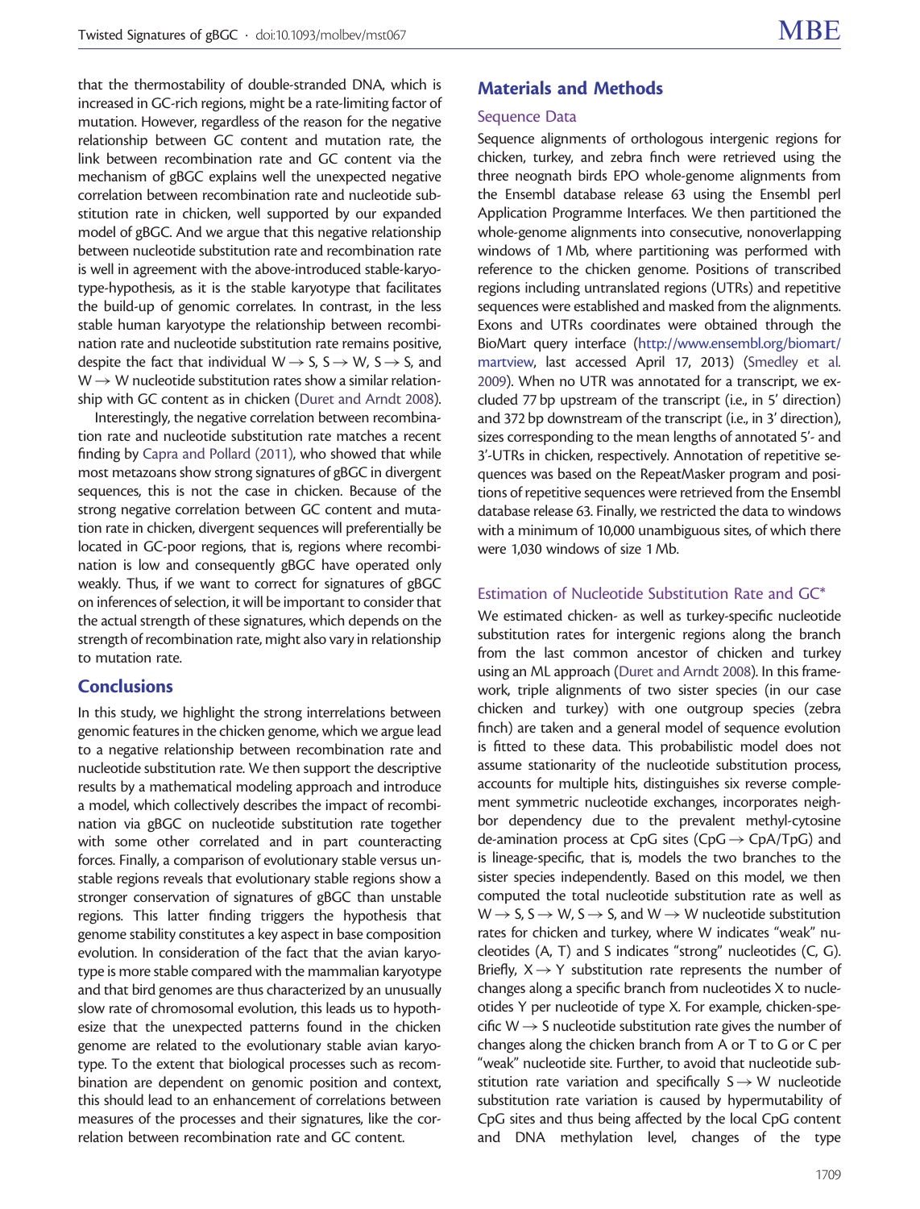that the thermostability of double-stranded DNA, which is increased in GC-rich regions, might be a rate-limiting factor of mutation. However, regardless of the reason for the negative relationship between GC content and mutation rate, the link between recombination rate and GC content via the mechanism of gBGC explains well the unexpected negative correlation between recombination rate and nucleotide substitution rate in chicken, well supported by our expanded model of gBGC. And we argue that this negative relationship between nucleotide substitution rate and recombination rate is well in agreement with the above-introduced stable-karyotype-hypothesis, as it is the stable karyotype that facilitates the build-up of genomic correlates. In contrast, in the less stable human karyotype the relationship between recombination rate and nucleotide substitution rate remains positive, despite the fact that individual $W \rightarrow S$, $S \rightarrow W$, $S \rightarrow S$, and $W \rightarrow W$ nucleotide substitution rates show a similar relationship with GC content as in chicken (Duret and Arndt 2008).

Interestingly, the negative correlation between recombination rate and nucleotide substitution rate matches a recent finding by Capra and Pollard (2011), who showed that while most metazoans show strong signatures of gBGC in divergent sequences, this is not the case in chicken. Because of the strong negative correlation between GC content and mutation rate in chicken, divergent sequences will preferentially be located in GC-poor regions, that is, regions where recombination is low and consequently gBGC have operated only weakly. Thus, if we want to correct for signatures of gBGC on inferences of selection, it will be important to consider that the actual strength of these signatures, which depends on the strength of recombination rate, might also vary in relationship to mutation rate.

## Conclusions

In this study, we highlight the strong interrelations between genomic features in the chicken genome, which we argue lead to a negative relationship between recombination rate and nucleotide substitution rate. We then support the descriptive results by a mathematical modeling approach and introduce a model, which collectively describes the impact of recombination via gBGC on nucleotide substitution rate together with some other correlated and in part counteracting forces. Finally, a comparison of evolutionary stable versus unstable regions reveals that evolutionary stable regions show a stronger conservation of signatures of gBGC than unstable regions. This latter finding triggers the hypothesis that genome stability constitutes a key aspect in base composition evolution. In consideration of the fact that the avian karyotype is more stable compared with the mammalian karyotype and that bird genomes are thus characterized by an unusually slow rate of chromosomal evolution, this leads us to hypothesize that the unexpected patterns found in the chicken genome are related to the evolutionary stable avian karyotype. To the extent that biological processes such as recombination are dependent on genomic position and context, this should lead to an enhancement of correlations between measures of the processes and their signatures, like the correlation between recombination rate and GC content.

## Materials and Methods

### Sequence Data

Sequence alignments of orthologous intergenic regions for chicken, turkey, and zebra finch were retrieved using the three neognath birds EPO whole-genome alignments from the Ensembl database release 63 using the Ensembl perl Application Programme Interfaces. We then partitioned the whole-genome alignments into consecutive, nonoverlapping windows of 1 Mb, where partitioning was performed with reference to the chicken genome. Positions of transcribed regions including untranslated regions (UTRs) and repetitive sequences were established and masked from the alignments. Exons and UTRs coordinates were obtained through the BioMart query interface (http://www.ensembl.org/biomart/martview, last accessed April 17, 2013) (Smedley et al. 2009). When no UTR was annotated for a transcript, we excluded 77 bp upstream of the transcript (i.e., in 5′ direction) and 372 bp downstream of the transcript (i.e., in 3′ direction), sizes corresponding to the mean lengths of annotated 5′- and 3′-UTRs in chicken, respectively. Annotation of repetitive sequences was based on the RepeatMasker program and positions of repetitive sequences were retrieved from the Ensembl database release 63. Finally, we restricted the data to windows with a minimum of 10,000 unambiguous sites, of which there were 1,030 windows of size 1 Mb.

### Estimation of Nucleotide Substitution Rate and GC*

We estimated chicken- as well as turkey-specific nucleotide substitution rates for intergenic regions along the branch from the last common ancestor of chicken and turkey using an ML approach (Duret and Arndt 2008). In this framework, triple alignments of two sister species (in our case chicken and turkey) with one outgroup species (zebra finch) are taken and a general model of sequence evolution is fitted to these data. This probabilistic model does not assume stationarity of the nucleotide substitution process, accounts for multiple hits, distinguishes six reverse complement symmetric nucleotide exchanges, incorporates neighbor dependency due to the prevalent methyl-cytosine de-amination process at CpG sites ($CpG \rightarrow CpA/TpG$) and is lineage-specific, that is, models the two branches to the sister species independently. Based on this model, we then computed the total nucleotide substitution rate as well as $W \rightarrow S$, $S \rightarrow W$, $S \rightarrow S$, and $W \rightarrow W$ nucleotide substitution rates for chicken and turkey, where W indicates "weak" nucleotides (A, T) and S indicates "strong" nucleotides (C, G). Briefly, $X \rightarrow Y$ substitution rate represents the number of changes along a specific branch from nucleotides X to nucleotides Y per nucleotide of type X. For example, chicken-specific $W \rightarrow S$ nucleotide substitution rate gives the number of changes along the chicken branch from A or T to G or C per "weak" nucleotide site. Further, to avoid that nucleotide substitution rate variation and specifically $S \rightarrow W$ nucleotide substitution rate variation is caused by hypermutability of CpG sites and thus being affected by the local CpG content and DNA methylation level, changes of the type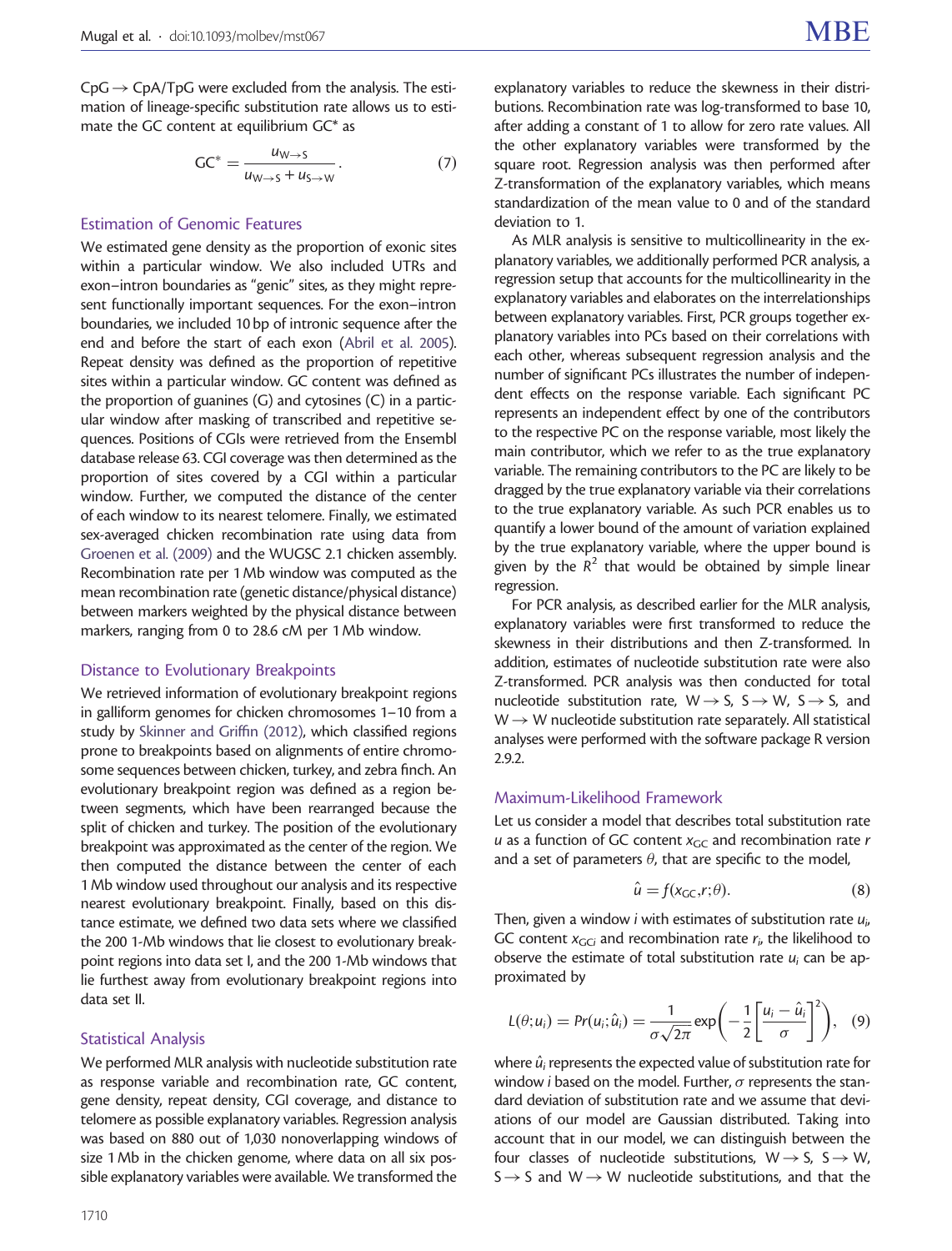CpG → CpA/TpG were excluded from the analysis. The estimation of lineage-specific substitution rate allows us to estimate the GC content at equilibrium GC* as

$$\mathrm{GC}^* = \frac{u_{\mathrm{W}\rightarrow\mathrm{S}}}{u_{\mathrm{W}\rightarrow\mathrm{S}} + u_{\mathrm{S}\rightarrow\mathrm{W}}}. \quad (7)$$

### Estimation of Genomic Features

We estimated gene density as the proportion of exonic sites within a particular window. We also included UTRs and exon–intron boundaries as "genic" sites, as they might represent functionally important sequences. For the exon–intron boundaries, we included 10 bp of intronic sequence after the end and before the start of each exon (Abril et al. 2005). Repeat density was defined as the proportion of repetitive sites within a particular window. GC content was defined as the proportion of guanines (G) and cytosines (C) in a particular window after masking of transcribed and repetitive sequences. Positions of CGIs were retrieved from the Ensembl database release 63. CGI coverage was then determined as the proportion of sites covered by a CGI within a particular window. Further, we computed the distance of the center of each window to its nearest telomere. Finally, we estimated sex-averaged chicken recombination rate using data from Groenen et al. (2009) and the WUGSC 2.1 chicken assembly. Recombination rate per 1 Mb window was computed as the mean recombination rate (genetic distance/physical distance) between markers weighted by the physical distance between markers, ranging from 0 to 28.6 cM per 1 Mb window.

### Distance to Evolutionary Breakpoints

We retrieved information of evolutionary breakpoint regions in galliform genomes for chicken chromosomes 1–10 from a study by Skinner and Griffin (2012), which classified regions prone to breakpoints based on alignments of entire chromosome sequences between chicken, turkey, and zebra finch. An evolutionary breakpoint region was defined as a region between segments, which have been rearranged because the split of chicken and turkey. The position of the evolutionary breakpoint was approximated as the center of the region. We then computed the distance between the center of each 1 Mb window used throughout our analysis and its respective nearest evolutionary breakpoint. Finally, based on this distance estimate, we defined two data sets where we classified the 200 1-Mb windows that lie closest to evolutionary breakpoint regions into data set I, and the 200 1-Mb windows that lie furthest away from evolutionary breakpoint regions into data set II.

### Statistical Analysis

We performed MLR analysis with nucleotide substitution rate as response variable and recombination rate, GC content, gene density, repeat density, CGI coverage, and distance to telomere as possible explanatory variables. Regression analysis was based on 880 out of 1,030 nonoverlapping windows of size 1 Mb in the chicken genome, where data on all six possible explanatory variables were available. We transformed the explanatory variables to reduce the skewness in their distributions. Recombination rate was log-transformed to base 10, after adding a constant of 1 to allow for zero rate values. All the other explanatory variables were transformed by the square root. Regression analysis was then performed after Z-transformation of the explanatory variables, which means standardization of the mean value to 0 and of the standard deviation to 1.

As MLR analysis is sensitive to multicollinearity in the explanatory variables, we additionally performed PCR analysis, a regression setup that accounts for the multicollinearity in the explanatory variables and elaborates on the interrelationships between explanatory variables. First, PCR groups together explanatory variables into PCs based on their correlations with each other, whereas subsequent regression analysis and the number of significant PCs illustrates the number of independent effects on the response variable. Each significant PC represents an independent effect by one of the contributors to the respective PC on the response variable, most likely the main contributor, which we refer to as the true explanatory variable. The remaining contributors to the PC are likely to be dragged by the true explanatory variable via their correlations to the true explanatory variable. As such PCR enables us to quantify a lower bound of the amount of variation explained by the true explanatory variable, where the upper bound is given by the $R^2$ that would be obtained by simple linear regression.

For PCR analysis, as described earlier for the MLR analysis, explanatory variables were first transformed to reduce the skewness in their distributions and then Z-transformed. In addition, estimates of nucleotide substitution rate were also Z-transformed. PCR analysis was then conducted for total nucleotide substitution rate, W → S, S → W, S → S, and W → W nucleotide substitution rate separately. All statistical analyses were performed with the software package R version 2.9.2.

### Maximum-Likelihood Framework

Let us consider a model that describes total substitution rate $u$ as a function of GC content $x_{\mathrm{GC}}$ and recombination rate $r$ and a set of parameters $\theta$, that are specific to the model,

$$\hat{u} = f(x_{\mathrm{GC}}, r; \theta). \quad (8)$$

Then, given a window $i$ with estimates of substitution rate $u_i$, GC content $x_{\mathrm{GC}i}$ and recombination rate $r_i$, the likelihood to observe the estimate of total substitution rate $u_i$ can be approximated by

$$L(\theta; u_i) = Pr(u_i; \hat{u}_i) = \frac{1}{\sigma\sqrt{2\pi}} \exp\left(-\frac{1}{2}\left[\frac{u_i - \hat{u}_i}{\sigma}\right]^2\right), \quad (9)$$

where $\hat{u}_i$ represents the expected value of substitution rate for window $i$ based on the model. Further, $\sigma$ represents the standard deviation of substitution rate and we assume that deviations of our model are Gaussian distributed. Taking into account that in our model, we can distinguish between the four classes of nucleotide substitutions, W → S, S → W, S → S and W → W nucleotide substitutions, and that the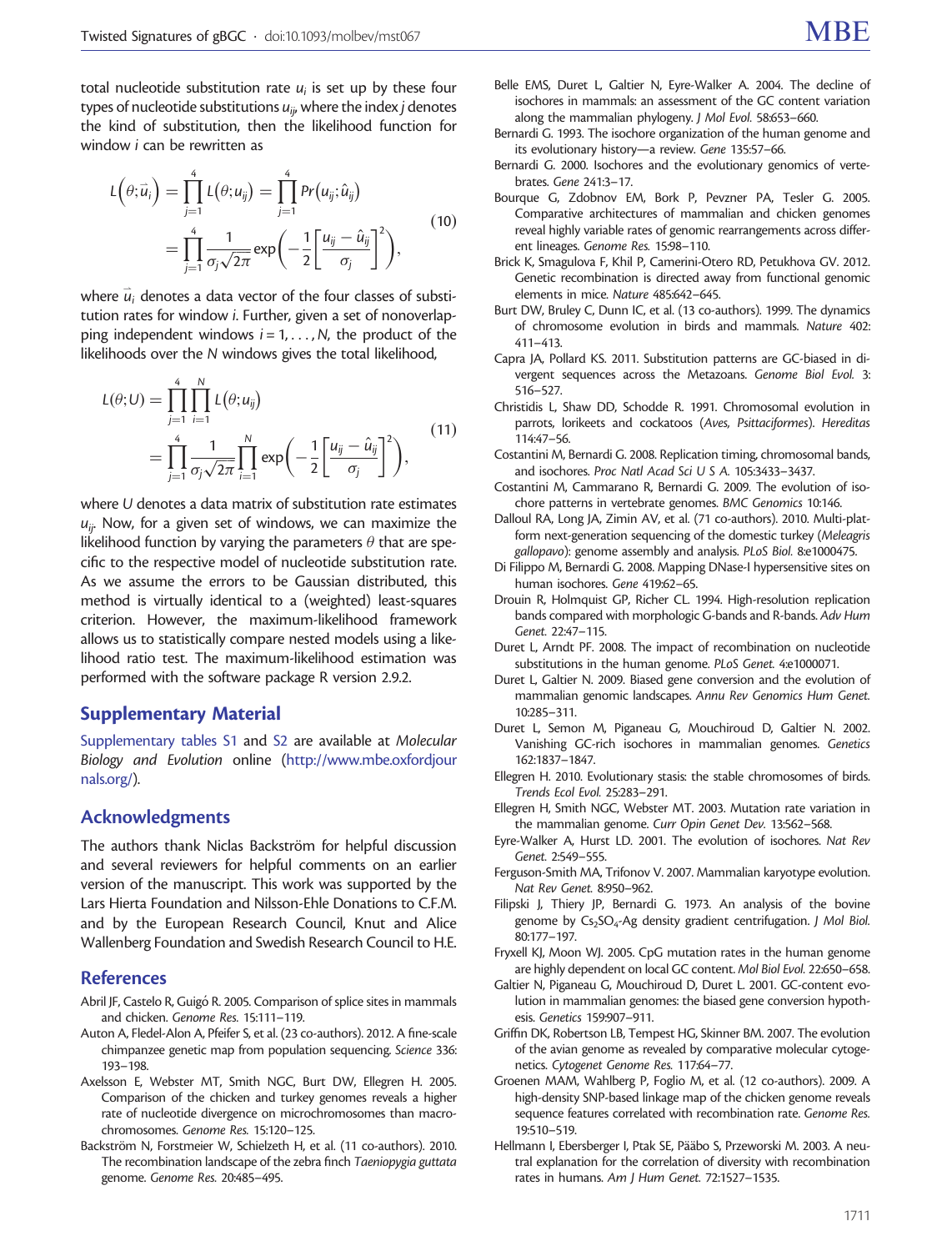total nucleotide substitution rate $u_i$ is set up by these four types of nucleotide substitutions $u_{ij}$, where the index $j$ denotes the kind of substitution, then the likelihood function for window $i$ can be rewritten as

$$L\left(\theta;\vec{u}_i\right) = \prod_{j=1}^{4} L\left(\theta;u_{ij}\right) = \prod_{j=1}^{4} Pr\left(u_{ij};\hat{u}_{ij}\right) = \prod_{j=1}^{4} \frac{1}{\sigma_j\sqrt{2\pi}} \exp\left(-\frac{1}{2}\left[\frac{u_{ij}-\hat{u}_{ij}}{\sigma_j}\right]^2\right), \tag{10}$$

where $\vec{u}_i$ denotes a data vector of the four classes of substitution rates for window $i$. Further, given a set of nonoverlapping independent windows $i = 1, \ldots, N$, the product of the likelihoods over the $N$ windows gives the total likelihood,

$$L(\theta;U) = \prod_{j=1}^{4}\prod_{i=1}^{N} L\left(\theta;u_{ij}\right) = \prod_{j=1}^{4} \frac{1}{\sigma_j\sqrt{2\pi}} \prod_{i=1}^{N} \exp\left(-\frac{1}{2}\left[\frac{u_{ij}-\hat{u}_{ij}}{\sigma_j}\right]^2\right), \tag{11}$$

where $U$ denotes a data matrix of substitution rate estimates $u_{ij}$. Now, for a given set of windows, we can maximize the likelihood function by varying the parameters $\theta$ that are specific to the respective model of nucleotide substitution rate. As we assume the errors to be Gaussian distributed, this method is virtually identical to a (weighted) least-squares criterion. However, the maximum-likelihood framework allows us to statistically compare nested models using a likelihood ratio test. The maximum-likelihood estimation was performed with the software package R version 2.9.2.

## Supplementary Material

Supplementary tables S1 and S2 are available at *Molecular Biology and Evolution* online (http://www.mbe.oxfordjournals.org/).

## Acknowledgments

The authors thank Niclas Backström for helpful discussion and several reviewers for helpful comments on an earlier version of the manuscript. This work was supported by the Lars Hierta Foundation and Nilsson-Ehle Donations to C.F.M. and by the European Research Council, Knut and Alice Wallenberg Foundation and Swedish Research Council to H.E.

## References

Abril JF, Castelo R, Guigó R. 2005. Comparison of splice sites in mammals and chicken. *Genome Res.* 15:111–119.

Auton A, Fledel-Alon A, Pfeifer S, et al. (23 co-authors). 2012. A fine-scale chimpanzee genetic map from population sequencing. *Science* 336: 193–198.

Axelsson E, Webster MT, Smith NGC, Burt DW, Ellegren H. 2005. Comparison of the chicken and turkey genomes reveals a higher rate of nucleotide divergence on microchromosomes than macrochromosomes. *Genome Res.* 15:120–125.

Backström N, Forstmeier W, Schielzeth H, et al. (11 co-authors). 2010. The recombination landscape of the zebra finch *Taeniopygia guttata* genome. *Genome Res.* 20:485–495.

Belle EMS, Duret L, Galtier N, Eyre-Walker A. 2004. The decline of isochores in mammals: an assessment of the GC content variation along the mammalian phylogeny. *J Mol Evol.* 58:653–660.

Bernardi G. 1993. The isochore organization of the human genome and its evolutionary history—a review. *Gene* 135:57–66.

Bernardi G. 2000. Isochores and the evolutionary genomics of vertebrates. *Gene* 241:3–17.

Bourque G, Zdobnov EM, Bork P, Pevzner PA, Tesler G. 2005. Comparative architectures of mammalian and chicken genomes reveal highly variable rates of genomic rearrangements across different lineages. *Genome Res.* 15:98–110.

Brick K, Smagulova F, Khil P, Camerini-Otero RD, Petukhova GV. 2012. Genetic recombination is directed away from functional genomic elements in mice. *Nature* 485:642–645.

Burt DW, Bruley C, Dunn IC, et al. (13 co-authors). 1999. The dynamics of chromosome evolution in birds and mammals. *Nature* 402: 411–413.

Capra JA, Pollard KS. 2011. Substitution patterns are GC-biased in divergent sequences across the Metazoans. *Genome Biol Evol.* 3: 516–527.

Christidis L, Shaw DD, Schodde R. 1991. Chromosomal evolution in parrots, lorikeets and cockatoos (*Aves, Psittaciformes*). *Hereditas* 114:47–56.

Costantini M, Bernardi G. 2008. Replication timing, chromosomal bands, and isochores. *Proc Natl Acad Sci U S A.* 105:3433–3437.

Costantini M, Cammarano R, Bernardi G. 2009. The evolution of isochore patterns in vertebrate genomes. *BMC Genomics* 10:146.

Dalloul RA, Long JA, Zimin AV, et al. (71 co-authors). 2010. Multi-platform next-generation sequencing of the domestic turkey (*Meleagris gallopavo*): genome assembly and analysis. *PLoS Biol.* 8:e1000475.

Di Filippo M, Bernardi G. 2008. Mapping DNase-I hypersensitive sites on human isochores. *Gene* 419:62–65.

Drouin R, Holmquist GP, Richer CL. 1994. High-resolution replication bands compared with morphologic G-bands and R-bands. *Adv Hum Genet.* 22:47–115.

Duret L, Arndt PF. 2008. The impact of recombination on nucleotide substitutions in the human genome. *PLoS Genet.* 4:e1000071.

Duret L, Galtier N. 2009. Biased gene conversion and the evolution of mammalian genomic landscapes. *Annu Rev Genomics Hum Genet.* 10:285–311.

Duret L, Semon M, Piganeau G, Mouchiroud D, Galtier N. 2002. Vanishing GC-rich isochores in mammalian genomes. *Genetics* 162:1837–1847.

Ellegren H. 2010. Evolutionary stasis: the stable chromosomes of birds. *Trends Ecol Evol.* 25:283–291.

Ellegren H, Smith NGC, Webster MT. 2003. Mutation rate variation in the mammalian genome. *Curr Opin Genet Dev.* 13:562–568.

Eyre-Walker A, Hurst LD. 2001. The evolution of isochores. *Nat Rev Genet.* 2:549–555.

Ferguson-Smith MA, Trifonov V. 2007. Mammalian karyotype evolution. *Nat Rev Genet.* 8:950–962.

Filipski J, Thiery JP, Bernardi G. 1973. An analysis of the bovine genome by $Cs_2SO_4$-Ag density gradient centrifugation. *J Mol Biol.* 80:177–197.

Fryxell KJ, Moon WJ. 2005. CpG mutation rates in the human genome are highly dependent on local GC content. *Mol Biol Evol.* 22:650–658.

Galtier N, Piganeau G, Mouchiroud D, Duret L. 2001. GC-content evolution in mammalian genomes: the biased gene conversion hypothesis. *Genetics* 159:907–911.

Griffin DK, Robertson LB, Tempest HG, Skinner BM. 2007. The evolution of the avian genome as revealed by comparative molecular cytogenetics. *Cytogenet Genome Res.* 117:64–77.

Groenen MAM, Wahlberg P, Foglio M, et al. (12 co-authors). 2009. A high-density SNP-based linkage map of the chicken genome reveals sequence features correlated with recombination rate. *Genome Res.* 19:510–519.

Hellmann I, Ebersberger I, Ptak SE, Pääbo S, Przeworski M. 2003. A neutral explanation for the correlation of diversity with recombination rates in humans. *Am J Hum Genet.* 72:1527–1535.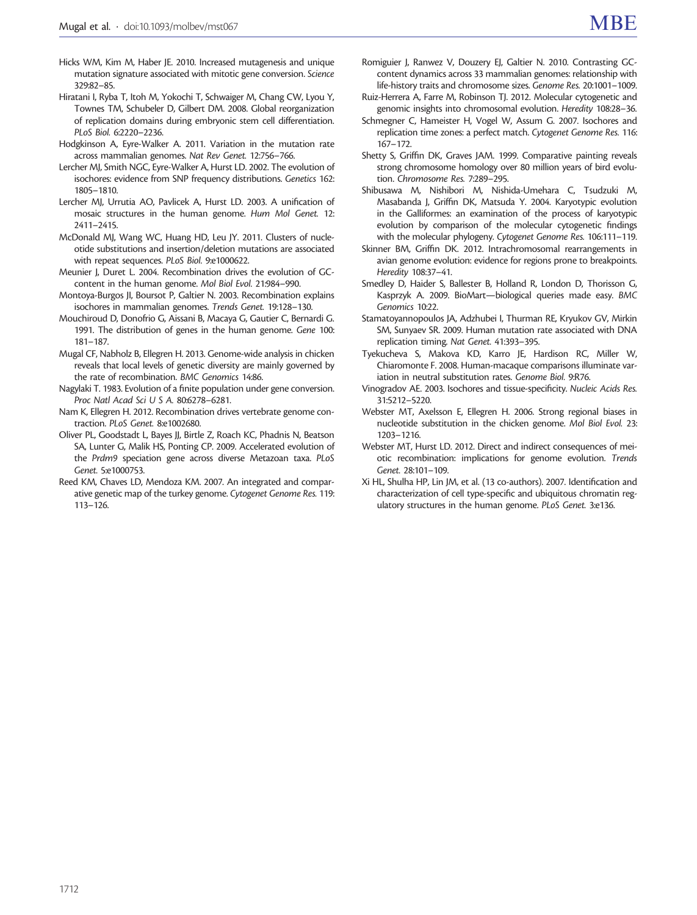Hicks WM, Kim M, Haber JE. 2010. Increased mutagenesis and unique mutation signature associated with mitotic gene conversion. *Science* 329:82–85.

Hiratani I, Ryba T, Itoh M, Yokochi T, Schwaiger M, Chang CW, Lyou Y, Townes TM, Schubeler D, Gilbert DM. 2008. Global reorganization of replication domains during embryonic stem cell differentiation. *PLoS Biol.* 6:2220–2236.

Hodgkinson A, Eyre-Walker A. 2011. Variation in the mutation rate across mammalian genomes. *Nat Rev Genet.* 12:756–766.

Lercher MJ, Smith NGC, Eyre-Walker A, Hurst LD. 2002. The evolution of isochores: evidence from SNP frequency distributions. *Genetics* 162: 1805–1810.

Lercher MJ, Urrutia AO, Pavlicek A, Hurst LD. 2003. A unification of mosaic structures in the human genome. *Hum Mol Genet.* 12: 2411–2415.

McDonald MJ, Wang WC, Huang HD, Leu JY. 2011. Clusters of nucleotide substitutions and insertion/deletion mutations are associated with repeat sequences. *PLoS Biol.* 9:e1000622.

Meunier J, Duret L. 2004. Recombination drives the evolution of GC-content in the human genome. *Mol Biol Evol.* 21:984–990.

Montoya-Burgos JI, Boursot P, Galtier N. 2003. Recombination explains isochores in mammalian genomes. *Trends Genet.* 19:128–130.

Mouchiroud D, Donofrio G, Aissani B, Macaya G, Gautier C, Bernardi G. 1991. The distribution of genes in the human genome. *Gene* 100: 181–187.

Mugal CF, Nabholz B, Ellegren H. 2013. Genome-wide analysis in chicken reveals that local levels of genetic diversity are mainly governed by the rate of recombination. *BMC Genomics* 14:86.

Nagylaki T. 1983. Evolution of a finite population under gene conversion. *Proc Natl Acad Sci U S A.* 80:6278–6281.

Nam K, Ellegren H. 2012. Recombination drives vertebrate genome contraction. *PLoS Genet.* 8:e1002680.

Oliver PL, Goodstadt L, Bayes JJ, Birtle Z, Roach KC, Phadnis N, Beatson SA, Lunter G, Malik HS, Ponting CP. 2009. Accelerated evolution of the *Prdm9* speciation gene across diverse Metazoan taxa. *PLoS Genet.* 5:e1000753.

Reed KM, Chaves LD, Mendoza KM. 2007. An integrated and comparative genetic map of the turkey genome. *Cytogenet Genome Res.* 119: 113–126.

Romiguier J, Ranwez V, Douzery EJ, Galtier N. 2010. Contrasting GC-content dynamics across 33 mammalian genomes: relationship with life-history traits and chromosome sizes. *Genome Res.* 20:1001–1009.

Ruiz-Herrera A, Farre M, Robinson TJ. 2012. Molecular cytogenetic and genomic insights into chromosomal evolution. *Heredity* 108:28–36.

Schmegner C, Hameister H, Vogel W, Assum G. 2007. Isochores and replication time zones: a perfect match. *Cytogenet Genome Res.* 116: 167–172.

Shetty S, Griffin DK, Graves JAM. 1999. Comparative painting reveals strong chromosome homology over 80 million years of bird evolution. *Chromosome Res.* 7:289–295.

Shibusawa M, Nishibori M, Nishida-Umehara C, Tsudzuki M, Masabanda J, Griffin DK, Matsuda Y. 2004. Karyotypic evolution in the Galliformes: an examination of the process of karyotypic evolution by comparison of the molecular cytogenetic findings with the molecular phylogeny. *Cytogenet Genome Res.* 106:111–119.

Skinner BM, Griffin DK. 2012. Intrachromosomal rearrangements in avian genome evolution: evidence for regions prone to breakpoints. *Heredity* 108:37–41.

Smedley D, Haider S, Ballester B, Holland R, London D, Thorisson G, Kasprzyk A. 2009. BioMart—biological queries made easy. *BMC Genomics* 10:22.

Stamatoyannopoulos JA, Adzhubei I, Thurman RE, Kryukov GV, Mirkin SM, Sunyaev SR. 2009. Human mutation rate associated with DNA replication timing. *Nat Genet.* 41:393–395.

Tyekucheva S, Makova KD, Karro JE, Hardison RC, Miller W, Chiaromonte F. 2008. Human-macaque comparisons illuminate variation in neutral substitution rates. *Genome Biol.* 9:R76.

Vinogradov AE. 2003. Isochores and tissue-specificity. *Nucleic Acids Res.* 31:5212–5220.

Webster MT, Axelsson E, Ellegren H. 2006. Strong regional biases in nucleotide substitution in the chicken genome. *Mol Biol Evol.* 23: 1203–1216.

Webster MT, Hurst LD. 2012. Direct and indirect consequences of meiotic recombination: implications for genome evolution. *Trends Genet.* 28:101–109.

Xi HL, Shulha HP, Lin JM, et al. (13 co-authors). 2007. Identification and characterization of cell type-specific and ubiquitous chromatin regulatory structures in the human genome. *PLoS Genet.* 3:e136.